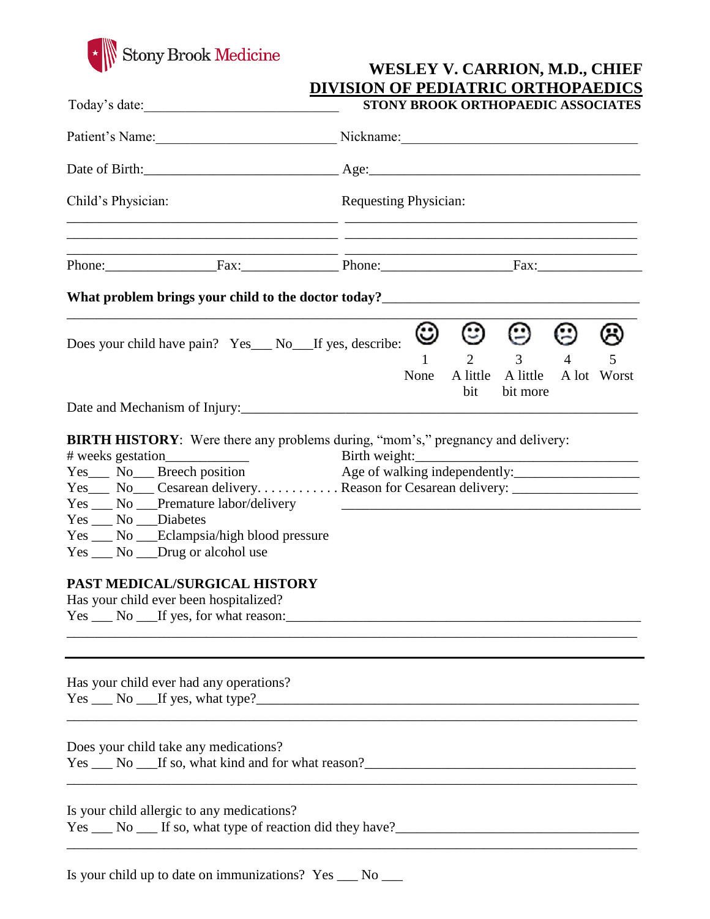Stony Brook Medicine

**WESLEY V. CARRION, M.D., CHIEF**
**DIVISION OF PEDIATRIC ORTHOPAEDICS**
**STONY BROOK ORTHOPAEDIC ASSOCIATES**

Today's date:___________________________

Patient's Name:_________________________ Nickname:_________________________________

Date of Birth:___________________________ Age:_____________________________________

Child's Physician: Requesting Physician:

_______________________________________ _________________________________________
_______________________________________ _________________________________________
_______________________________________ _________________________________________

Phone:_______________Fax:_____________ Phone:__________________Fax:_______________

**What problem brings your child to the doctor today?**___________________________________
______________________________________________________________________________

Does your child have pain? Yes___ No___If yes, describe:

| 1 | 2 | 3 | 4 | 5 |
|---|---|---|---|---|
| None | A little bit | A little bit more | A lot | Worst |

Date and Mechanism of Injury:___________________________________________________________

**BIRTH HISTORY**: Were there any problems during, "mom's," pregnancy and delivery:

# weeks gestation___________ Birth weight:_______________________________

Yes___ No___ Breech position Age of walking independently:_________________

Yes___ No___ Cesarean delivery. . . . . . . . . . . . Reason for Cesarean delivery: _________________

Yes ___ No ___Premature labor/delivery ________________________________________

Yes ___ No ___Diabetes

Yes ___ No ___Eclampsia/high blood pressure

Yes ___ No ___Drug or alcohol use

**PAST MEDICAL/SURGICAL HISTORY**

Has your child ever been hospitalized?
Yes ___ No ___If yes, for what reason:___________________________________________________
______________________________________________________________________________

---

Has your child ever had any operations?
Yes ___ No ___If yes, what type?_______________________________________________________
______________________________________________________________________________

Does your child take any medications?
Yes ___ No ___If so, what kind and for what reason?______________________________________
______________________________________________________________________________

Is your child allergic to any medications?
Yes ___ No ___ If so, what type of reaction did they have?__________________________________
______________________________________________________________________________

Is your child up to date on immunizations? Yes ___ No ___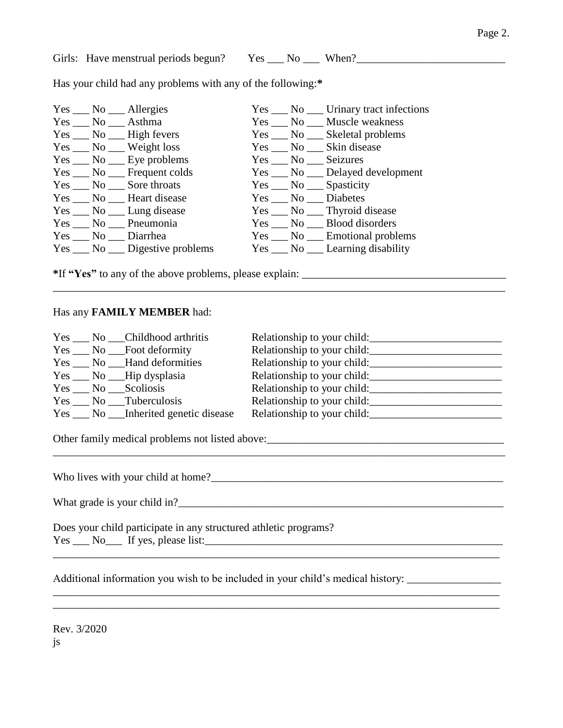Girls: Have menstrual periods begun? Yes ___ No ___ When?___________________________

Has your child had any problems with any of the following:*

| | |
|---|---|
| Yes ___ No ___ Allergies | Yes ___ No ___ Urinary tract infections |
| Yes ___ No ___ Asthma | Yes ___ No ___ Muscle weakness |
| Yes ___ No ___ High fevers | Yes ___ No ___ Skeletal problems |
| Yes ___ No ___ Weight loss | Yes ___ No ___ Skin disease |
| Yes ___ No ___ Eye problems | Yes ___ No ___ Seizures |
| Yes ___ No ___ Frequent colds | Yes ___ No ___ Delayed development |
| Yes ___ No ___ Sore throats | Yes ___ No ___ Spasticity |
| Yes ___ No ___ Heart disease | Yes ___ No ___ Diabetes |
| Yes ___ No ___ Lung disease | Yes ___ No ___ Thyroid disease |
| Yes ___ No ___ Pneumonia | Yes ___ No ___ Blood disorders |
| Yes ___ No ___ Diarrhea | Yes ___ No ___ Emotional problems |
| Yes ___ No ___ Digestive problems | Yes ___ No ___ Learning disability |

***If "Yes"** to any of the above problems, please explain: ____________________________________

_________________________________________________________________________________

Has any **FAMILY MEMBER** had:

| | |
|---|---|
| Yes ___ No ___Childhood arthritis | Relationship to your child:________________________ |
| Yes ___ No ___Foot deformity | Relationship to your child:________________________ |
| Yes ___ No ___Hand deformities | Relationship to your child:________________________ |
| Yes ___ No ___Hip dysplasia | Relationship to your child:________________________ |
| Yes ___ No ___Scoliosis | Relationship to your child:________________________ |
| Yes ___ No ___Tuberculosis | Relationship to your child:________________________ |
| Yes ___ No ___Inherited genetic disease | Relationship to your child:________________________ |

Other family medical problems not listed above:___________________________________________

_________________________________________________________________________________

Who lives with your child at home?_____________________________________________________

What grade is your child in?__________________________________________________________

Does your child participate in any structured athletic programs?
Yes ___ No___ If yes, please list:_______________________________________________________

_________________________________________________________________________________

Additional information you wish to be included in your child's medical history: _________________

_________________________________________________________________________________

_________________________________________________________________________________

Rev. 3/2020
js